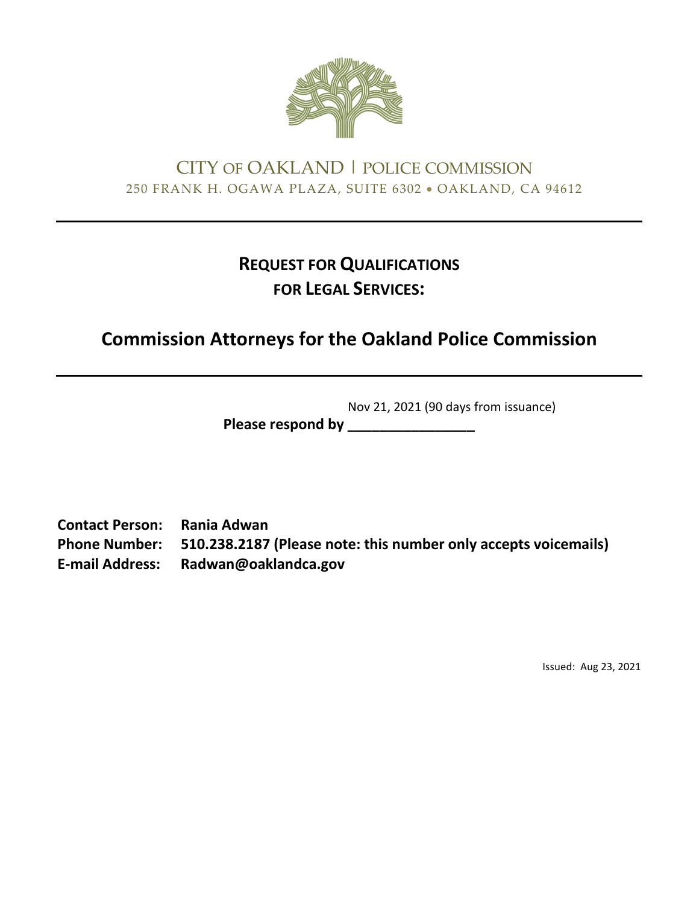CITY OF OAKLAND | POLICE COMMISSION

250 FRANK H. OGAWA PLAZA, SUITE 6302 • OAKLAND, CA 94612

---

# REQUEST FOR QUALIFICATIONS FOR LEGAL SERVICES:

# Commission Attorneys for the Oakland Police Commission

---

**Please respond by** Nov 21, 2021 (90 days from issuance)

**Contact Person:** **Rania Adwan**
**Phone Number:** **510.238.2187 (Please note: this number only accepts voicemails)**
**E-mail Address:** **Radwan@oaklandca.gov**

Issued: Aug 23, 2021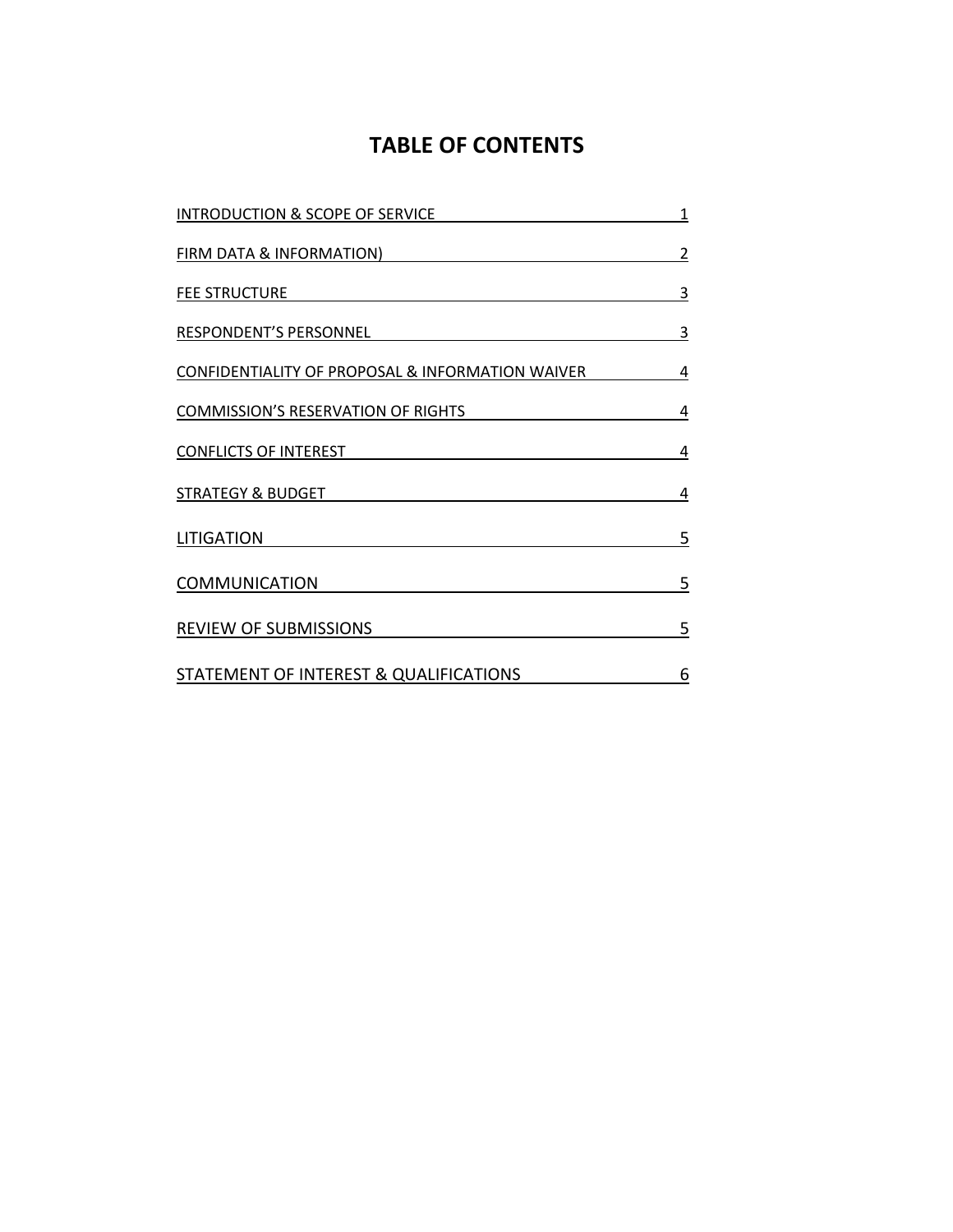# TABLE OF CONTENTS

| | |
|---|---|
| INTRODUCTION & SCOPE OF SERVICE | 1 |
| FIRM DATA & INFORMATION) | 2 |
| FEE STRUCTURE | 3 |
| RESPONDENT'S PERSONNEL | 3 |
| CONFIDENTIALITY OF PROPOSAL & INFORMATION WAIVER | 4 |
| COMMISSION'S RESERVATION OF RIGHTS | 4 |
| CONFLICTS OF INTEREST | 4 |
| STRATEGY & BUDGET | 4 |
| LITIGATION | 5 |
| COMMUNICATION | 5 |
| REVIEW OF SUBMISSIONS | 5 |
| STATEMENT OF INTEREST & QUALIFICATIONS | 6 |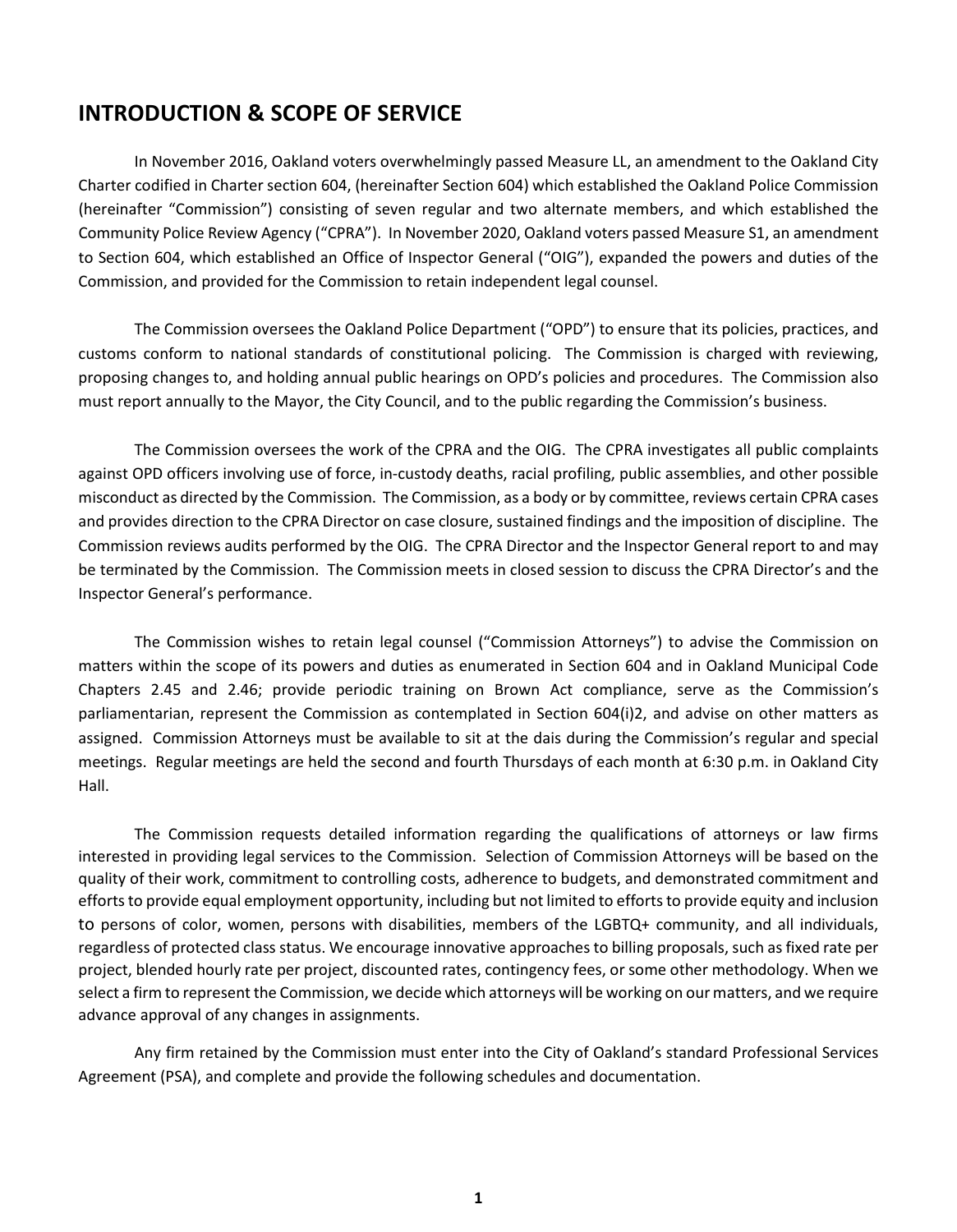## INTRODUCTION & SCOPE OF SERVICE

In November 2016, Oakland voters overwhelmingly passed Measure LL, an amendment to the Oakland City Charter codified in Charter section 604, (hereinafter Section 604) which established the Oakland Police Commission (hereinafter "Commission") consisting of seven regular and two alternate members, and which established the Community Police Review Agency ("CPRA"). In November 2020, Oakland voters passed Measure S1, an amendment to Section 604, which established an Office of Inspector General ("OIG"), expanded the powers and duties of the Commission, and provided for the Commission to retain independent legal counsel.

The Commission oversees the Oakland Police Department ("OPD") to ensure that its policies, practices, and customs conform to national standards of constitutional policing. The Commission is charged with reviewing, proposing changes to, and holding annual public hearings on OPD's policies and procedures. The Commission also must report annually to the Mayor, the City Council, and to the public regarding the Commission's business.

The Commission oversees the work of the CPRA and the OIG. The CPRA investigates all public complaints against OPD officers involving use of force, in-custody deaths, racial profiling, public assemblies, and other possible misconduct as directed by the Commission. The Commission, as a body or by committee, reviews certain CPRA cases and provides direction to the CPRA Director on case closure, sustained findings and the imposition of discipline. The Commission reviews audits performed by the OIG. The CPRA Director and the Inspector General report to and may be terminated by the Commission. The Commission meets in closed session to discuss the CPRA Director's and the Inspector General's performance.

The Commission wishes to retain legal counsel ("Commission Attorneys") to advise the Commission on matters within the scope of its powers and duties as enumerated in Section 604 and in Oakland Municipal Code Chapters 2.45 and 2.46; provide periodic training on Brown Act compliance, serve as the Commission's parliamentarian, represent the Commission as contemplated in Section 604(i)2, and advise on other matters as assigned. Commission Attorneys must be available to sit at the dais during the Commission's regular and special meetings. Regular meetings are held the second and fourth Thursdays of each month at 6:30 p.m. in Oakland City Hall.

The Commission requests detailed information regarding the qualifications of attorneys or law firms interested in providing legal services to the Commission. Selection of Commission Attorneys will be based on the quality of their work, commitment to controlling costs, adherence to budgets, and demonstrated commitment and efforts to provide equal employment opportunity, including but not limited to efforts to provide equity and inclusion to persons of color, women, persons with disabilities, members of the LGBTQ+ community, and all individuals, regardless of protected class status. We encourage innovative approaches to billing proposals, such as fixed rate per project, blended hourly rate per project, discounted rates, contingency fees, or some other methodology. When we select a firm to represent the Commission, we decide which attorneys will be working on our matters, and we require advance approval of any changes in assignments.

Any firm retained by the Commission must enter into the City of Oakland's standard Professional Services Agreement (PSA), and complete and provide the following schedules and documentation.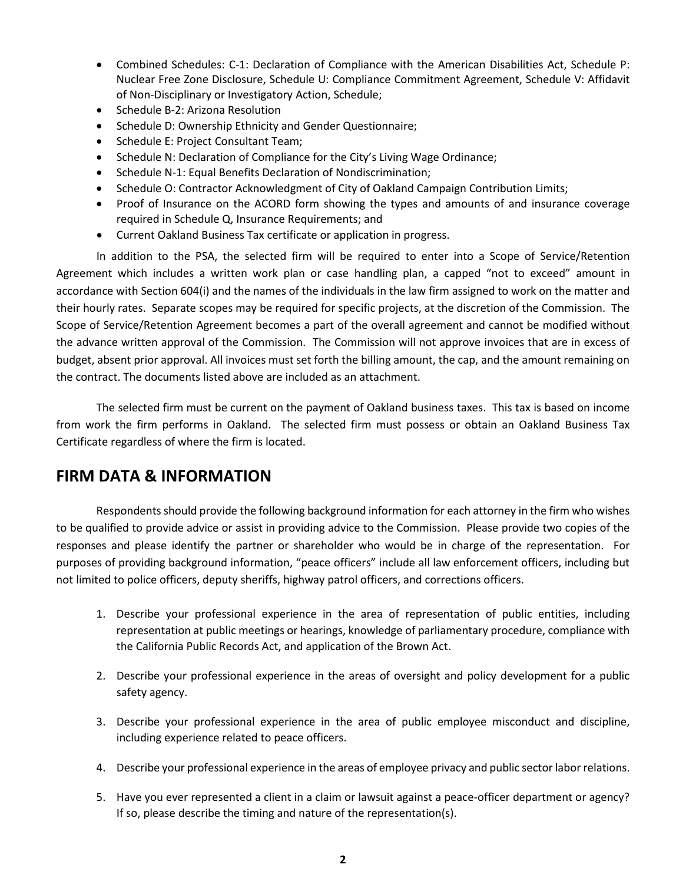- Combined Schedules: C-1: Declaration of Compliance with the American Disabilities Act, Schedule P: Nuclear Free Zone Disclosure, Schedule U: Compliance Commitment Agreement, Schedule V: Affidavit of Non-Disciplinary or Investigatory Action, Schedule;
- Schedule B-2: Arizona Resolution
- Schedule D: Ownership Ethnicity and Gender Questionnaire;
- Schedule E: Project Consultant Team;
- Schedule N: Declaration of Compliance for the City's Living Wage Ordinance;
- Schedule N-1: Equal Benefits Declaration of Nondiscrimination;
- Schedule O: Contractor Acknowledgment of City of Oakland Campaign Contribution Limits;
- Proof of Insurance on the ACORD form showing the types and amounts of and insurance coverage required in Schedule Q, Insurance Requirements; and
- Current Oakland Business Tax certificate or application in progress.

In addition to the PSA, the selected firm will be required to enter into a Scope of Service/Retention Agreement which includes a written work plan or case handling plan, a capped "not to exceed" amount in accordance with Section 604(i) and the names of the individuals in the law firm assigned to work on the matter and their hourly rates. Separate scopes may be required for specific projects, at the discretion of the Commission. The Scope of Service/Retention Agreement becomes a part of the overall agreement and cannot be modified without the advance written approval of the Commission. The Commission will not approve invoices that are in excess of budget, absent prior approval. All invoices must set forth the billing amount, the cap, and the amount remaining on the contract. The documents listed above are included as an attachment.

The selected firm must be current on the payment of Oakland business taxes. This tax is based on income from work the firm performs in Oakland. The selected firm must possess or obtain an Oakland Business Tax Certificate regardless of where the firm is located.

## FIRM DATA & INFORMATION

Respondents should provide the following background information for each attorney in the firm who wishes to be qualified to provide advice or assist in providing advice to the Commission. Please provide two copies of the responses and please identify the partner or shareholder who would be in charge of the representation. For purposes of providing background information, "peace officers" include all law enforcement officers, including but not limited to police officers, deputy sheriffs, highway patrol officers, and corrections officers.

1. Describe your professional experience in the area of representation of public entities, including representation at public meetings or hearings, knowledge of parliamentary procedure, compliance with the California Public Records Act, and application of the Brown Act.

2. Describe your professional experience in the areas of oversight and policy development for a public safety agency.

3. Describe your professional experience in the area of public employee misconduct and discipline, including experience related to peace officers.

4. Describe your professional experience in the areas of employee privacy and public sector labor relations.

5. Have you ever represented a client in a claim or lawsuit against a peace-officer department or agency? If so, please describe the timing and nature of the representation(s).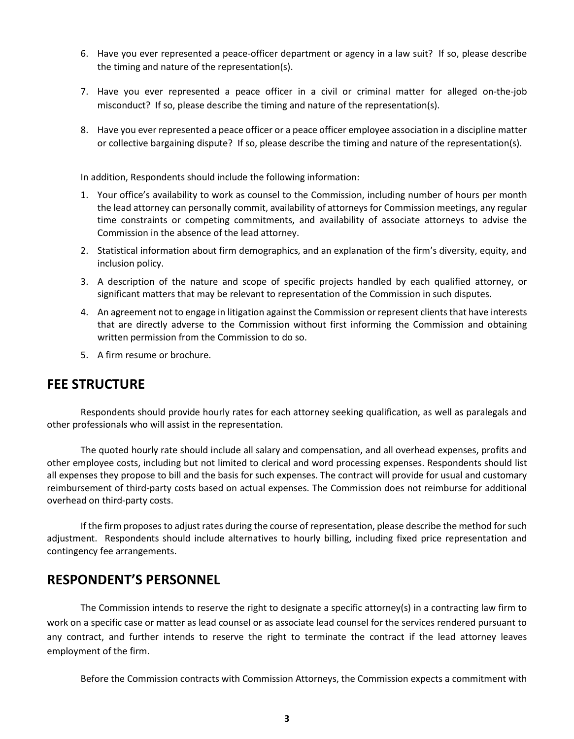6. Have you ever represented a peace-officer department or agency in a law suit? If so, please describe the timing and nature of the representation(s).

7. Have you ever represented a peace officer in a civil or criminal matter for alleged on-the-job misconduct? If so, please describe the timing and nature of the representation(s).

8. Have you ever represented a peace officer or a peace officer employee association in a discipline matter or collective bargaining dispute? If so, please describe the timing and nature of the representation(s).

In addition, Respondents should include the following information:

1. Your office's availability to work as counsel to the Commission, including number of hours per month the lead attorney can personally commit, availability of attorneys for Commission meetings, any regular time constraints or competing commitments, and availability of associate attorneys to advise the Commission in the absence of the lead attorney.
2. Statistical information about firm demographics, and an explanation of the firm's diversity, equity, and inclusion policy.
3. A description of the nature and scope of specific projects handled by each qualified attorney, or significant matters that may be relevant to representation of the Commission in such disputes.
4. An agreement not to engage in litigation against the Commission or represent clients that have interests that are directly adverse to the Commission without first informing the Commission and obtaining written permission from the Commission to do so.
5. A firm resume or brochure.

## FEE STRUCTURE

Respondents should provide hourly rates for each attorney seeking qualification, as well as paralegals and other professionals who will assist in the representation.

The quoted hourly rate should include all salary and compensation, and all overhead expenses, profits and other employee costs, including but not limited to clerical and word processing expenses. Respondents should list all expenses they propose to bill and the basis for such expenses. The contract will provide for usual and customary reimbursement of third-party costs based on actual expenses. The Commission does not reimburse for additional overhead on third-party costs.

If the firm proposes to adjust rates during the course of representation, please describe the method for such adjustment. Respondents should include alternatives to hourly billing, including fixed price representation and contingency fee arrangements.

## RESPONDENT'S PERSONNEL

The Commission intends to reserve the right to designate a specific attorney(s) in a contracting law firm to work on a specific case or matter as lead counsel or as associate lead counsel for the services rendered pursuant to any contract, and further intends to reserve the right to terminate the contract if the lead attorney leaves employment of the firm.

Before the Commission contracts with Commission Attorneys, the Commission expects a commitment with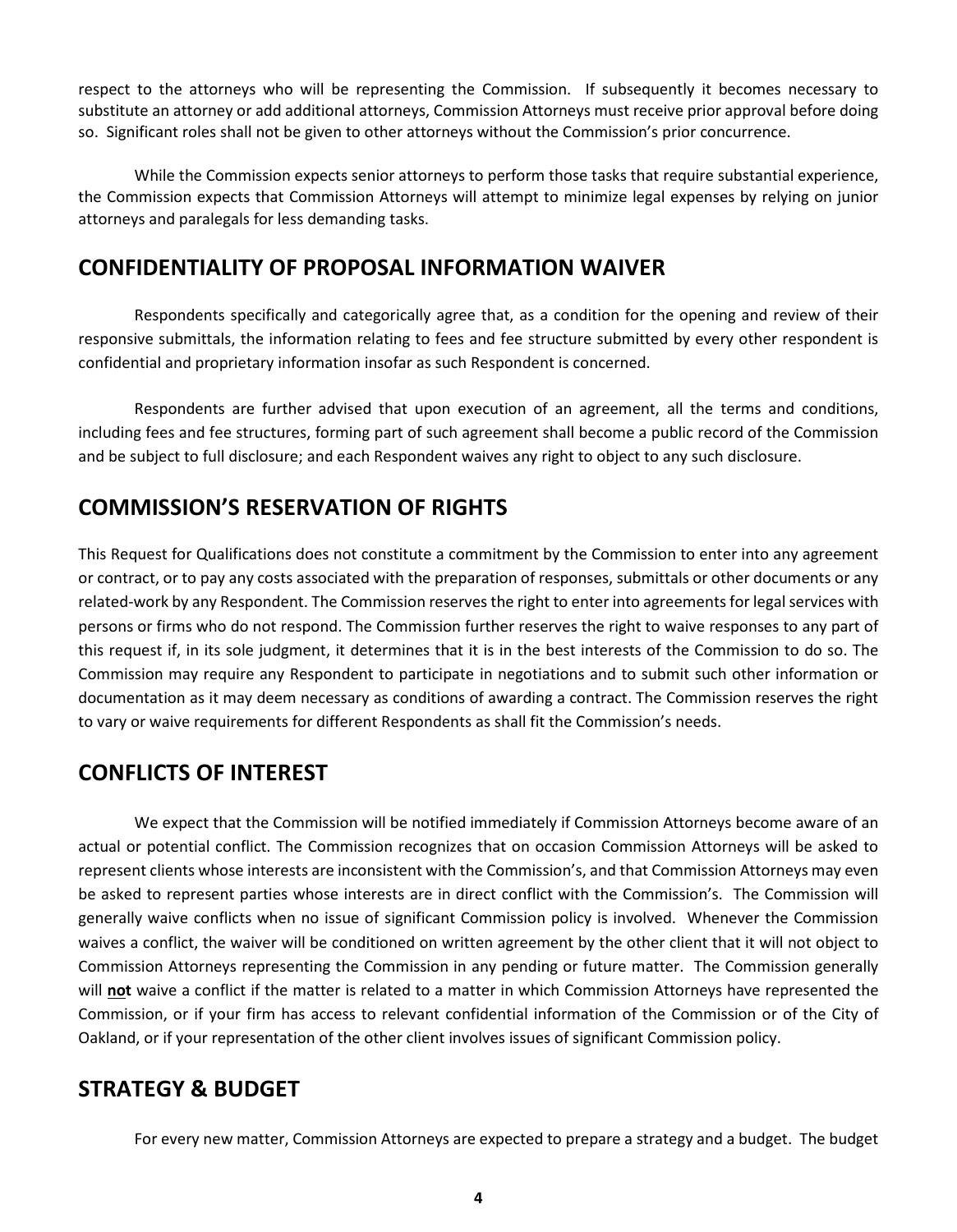respect to the attorneys who will be representing the Commission. If subsequently it becomes necessary to substitute an attorney or add additional attorneys, Commission Attorneys must receive prior approval before doing so. Significant roles shall not be given to other attorneys without the Commission's prior concurrence.

While the Commission expects senior attorneys to perform those tasks that require substantial experience, the Commission expects that Commission Attorneys will attempt to minimize legal expenses by relying on junior attorneys and paralegals for less demanding tasks.

## CONFIDENTIALITY OF PROPOSAL INFORMATION WAIVER

Respondents specifically and categorically agree that, as a condition for the opening and review of their responsive submittals, the information relating to fees and fee structure submitted by every other respondent is confidential and proprietary information insofar as such Respondent is concerned.

Respondents are further advised that upon execution of an agreement, all the terms and conditions, including fees and fee structures, forming part of such agreement shall become a public record of the Commission and be subject to full disclosure; and each Respondent waives any right to object to any such disclosure.

## COMMISSION'S RESERVATION OF RIGHTS

This Request for Qualifications does not constitute a commitment by the Commission to enter into any agreement or contract, or to pay any costs associated with the preparation of responses, submittals or other documents or any related-work by any Respondent. The Commission reserves the right to enter into agreements for legal services with persons or firms who do not respond. The Commission further reserves the right to waive responses to any part of this request if, in its sole judgment, it determines that it is in the best interests of the Commission to do so. The Commission may require any Respondent to participate in negotiations and to submit such other information or documentation as it may deem necessary as conditions of awarding a contract. The Commission reserves the right to vary or waive requirements for different Respondents as shall fit the Commission's needs.

## CONFLICTS OF INTEREST

We expect that the Commission will be notified immediately if Commission Attorneys become aware of an actual or potential conflict. The Commission recognizes that on occasion Commission Attorneys will be asked to represent clients whose interests are inconsistent with the Commission's, and that Commission Attorneys may even be asked to represent parties whose interests are in direct conflict with the Commission's. The Commission will generally waive conflicts when no issue of significant Commission policy is involved. Whenever the Commission waives a conflict, the waiver will be conditioned on written agreement by the other client that it will not object to Commission Attorneys representing the Commission in any pending or future matter. The Commission generally will **not** waive a conflict if the matter is related to a matter in which Commission Attorneys have represented the Commission, or if your firm has access to relevant confidential information of the Commission or of the City of Oakland, or if your representation of the other client involves issues of significant Commission policy.

## STRATEGY & BUDGET

For every new matter, Commission Attorneys are expected to prepare a strategy and a budget. The budget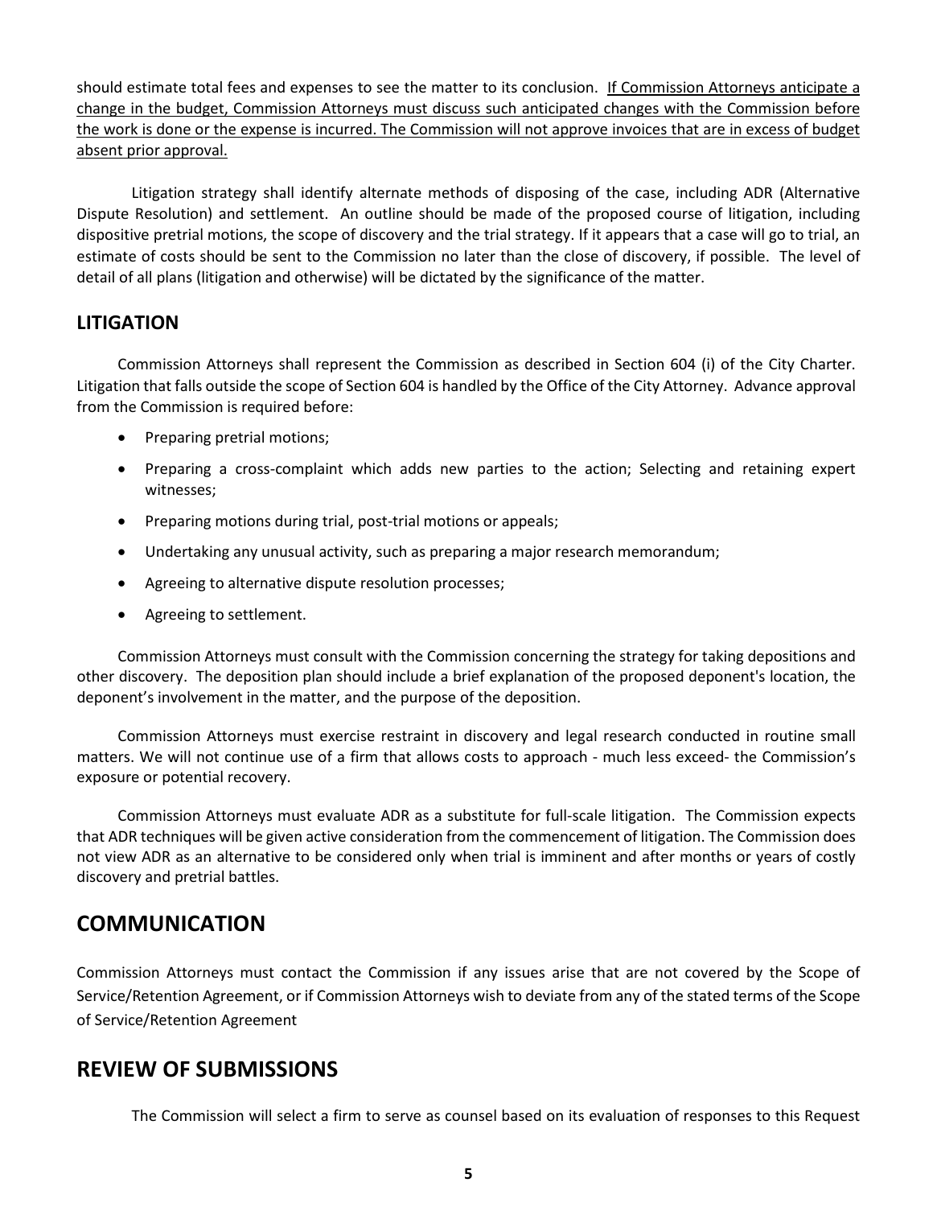should estimate total fees and expenses to see the matter to its conclusion. <u>If Commission Attorneys anticipate a change in the budget, Commission Attorneys must discuss such anticipated changes with the Commission before the work is done or the expense is incurred. The Commission will not approve invoices that are in excess of budget absent prior approval.</u>

Litigation strategy shall identify alternate methods of disposing of the case, including ADR (Alternative Dispute Resolution) and settlement. An outline should be made of the proposed course of litigation, including dispositive pretrial motions, the scope of discovery and the trial strategy. If it appears that a case will go to trial, an estimate of costs should be sent to the Commission no later than the close of discovery, if possible. The level of detail of all plans (litigation and otherwise) will be dictated by the significance of the matter.

### LITIGATION

Commission Attorneys shall represent the Commission as described in Section 604 (i) of the City Charter. Litigation that falls outside the scope of Section 604 is handled by the Office of the City Attorney. Advance approval from the Commission is required before:

- Preparing pretrial motions;
- Preparing a cross-complaint which adds new parties to the action; Selecting and retaining expert witnesses;
- Preparing motions during trial, post-trial motions or appeals;
- Undertaking any unusual activity, such as preparing a major research memorandum;
- Agreeing to alternative dispute resolution processes;
- Agreeing to settlement.

Commission Attorneys must consult with the Commission concerning the strategy for taking depositions and other discovery. The deposition plan should include a brief explanation of the proposed deponent's location, the deponent's involvement in the matter, and the purpose of the deposition.

Commission Attorneys must exercise restraint in discovery and legal research conducted in routine small matters. We will not continue use of a firm that allows costs to approach - much less exceed- the Commission's exposure or potential recovery.

Commission Attorneys must evaluate ADR as a substitute for full-scale litigation. The Commission expects that ADR techniques will be given active consideration from the commencement of litigation. The Commission does not view ADR as an alternative to be considered only when trial is imminent and after months or years of costly discovery and pretrial battles.

## COMMUNICATION

Commission Attorneys must contact the Commission if any issues arise that are not covered by the Scope of Service/Retention Agreement, or if Commission Attorneys wish to deviate from any of the stated terms of the Scope of Service/Retention Agreement

## REVIEW OF SUBMISSIONS

The Commission will select a firm to serve as counsel based on its evaluation of responses to this Request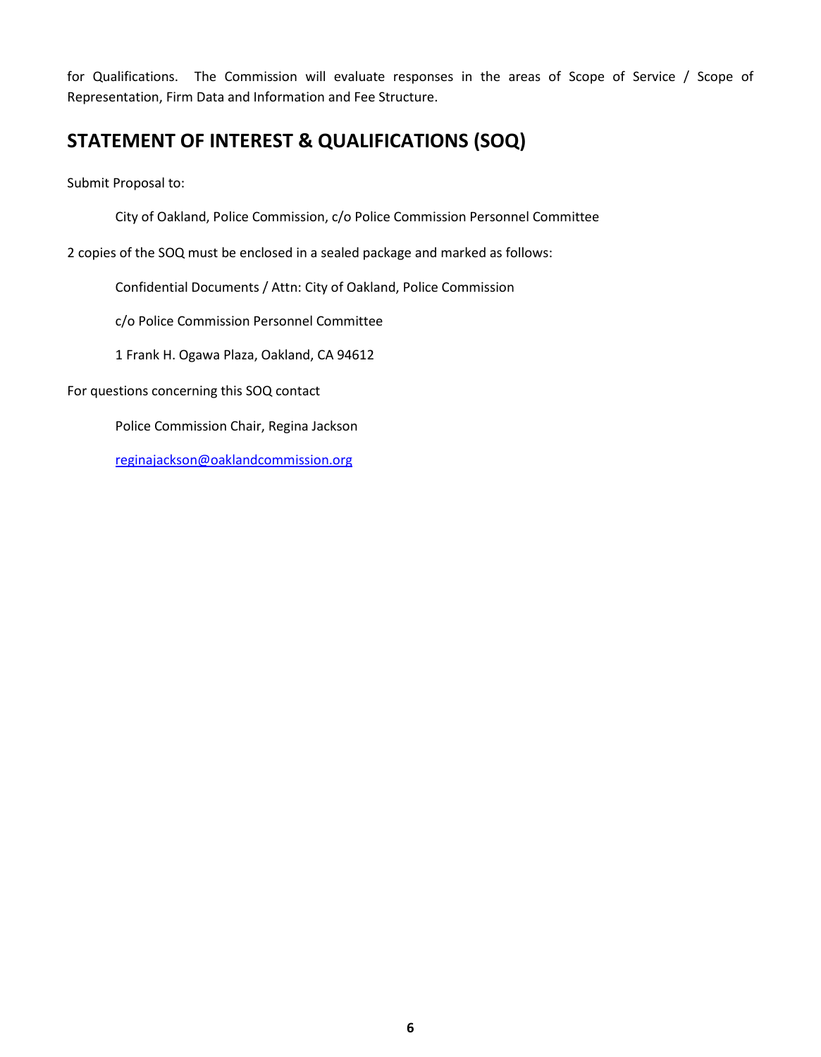for Qualifications. The Commission will evaluate responses in the areas of Scope of Service / Scope of Representation, Firm Data and Information and Fee Structure.

## STATEMENT OF INTEREST & QUALIFICATIONS (SOQ)

Submit Proposal to:

City of Oakland, Police Commission, c/o Police Commission Personnel Committee

2 copies of the SOQ must be enclosed in a sealed package and marked as follows:

Confidential Documents / Attn: City of Oakland, Police Commission

c/o Police Commission Personnel Committee

1 Frank H. Ogawa Plaza, Oakland, CA 94612

For questions concerning this SOQ contact

Police Commission Chair, Regina Jackson

reginajackson@oaklandcommission.org